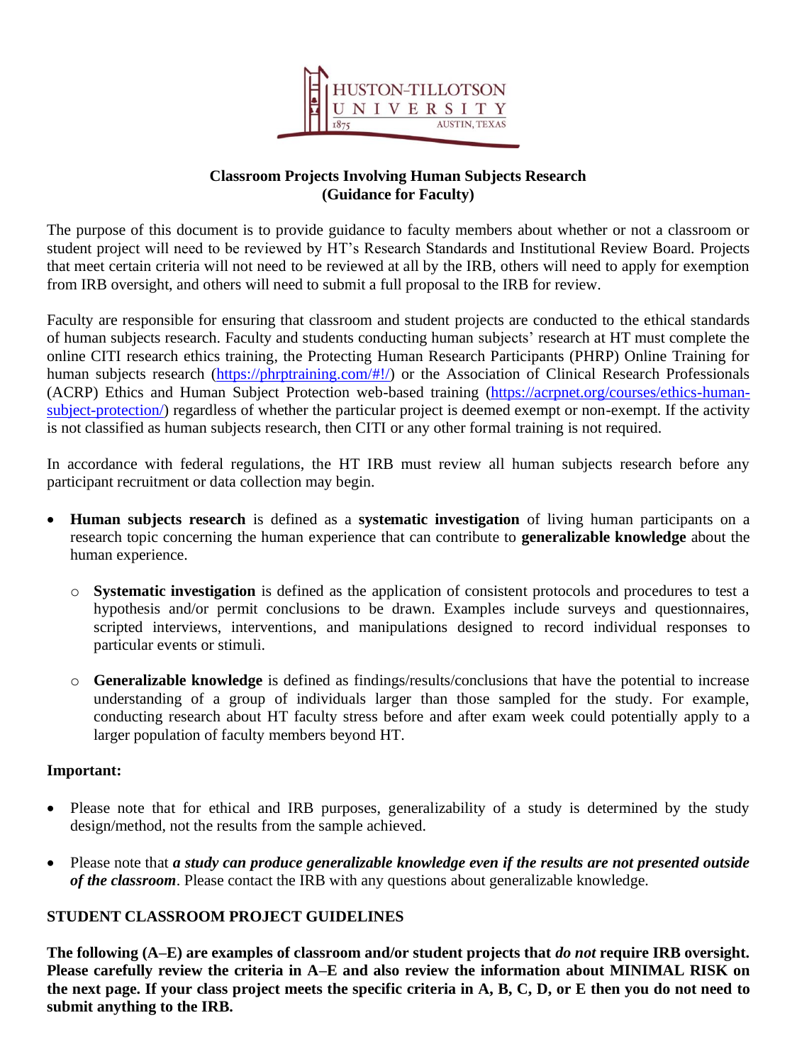**Classroom Projects Involving Human Subjects Research**
**(Guidance for Faculty)**

The purpose of this document is to provide guidance to faculty members about whether or not a classroom or student project will need to be reviewed by HT's Research Standards and Institutional Review Board. Projects that meet certain criteria will not need to be reviewed at all by the IRB, others will need to apply for exemption from IRB oversight, and others will need to submit a full proposal to the IRB for review.

Faculty are responsible for ensuring that classroom and student projects are conducted to the ethical standards of human subjects research. Faculty and students conducting human subjects' research at HT must complete the online CITI research ethics training, the Protecting Human Research Participants (PHRP) Online Training for human subjects research (https://phrptraining.com/#!/) or the Association of Clinical Research Professionals (ACRP) Ethics and Human Subject Protection web-based training (https://acrpnet.org/courses/ethics-human-subject-protection/) regardless of whether the particular project is deemed exempt or non-exempt. If the activity is not classified as human subjects research, then CITI or any other formal training is not required.

In accordance with federal regulations, the HT IRB must review all human subjects research before any participant recruitment or data collection may begin.

- **Human subjects research** is defined as a **systematic investigation** of living human participants on a research topic concerning the human experience that can contribute to **generalizable knowledge** about the human experience.
    - **Systematic investigation** is defined as the application of consistent protocols and procedures to test a hypothesis and/or permit conclusions to be drawn. Examples include surveys and questionnaires, scripted interviews, interventions, and manipulations designed to record individual responses to particular events or stimuli.
    - **Generalizable knowledge** is defined as findings/results/conclusions that have the potential to increase understanding of a group of individuals larger than those sampled for the study. For example, conducting research about HT faculty stress before and after exam week could potentially apply to a larger population of faculty members beyond HT.

**Important:**

- Please note that for ethical and IRB purposes, generalizability of a study is determined by the study design/method, not the results from the sample achieved.
- Please note that ***a study can produce generalizable knowledge even if the results are not presented outside of the classroom***. Please contact the IRB with any questions about generalizable knowledge.

**STUDENT CLASSROOM PROJECT GUIDELINES**

**The following (A–E) are examples of classroom and/or student projects that *do not* require IRB oversight. Please carefully review the criteria in A–E and also review the information about MINIMAL RISK on the next page. If your class project meets the specific criteria in A, B, C, D, or E then you do not need to submit anything to the IRB.**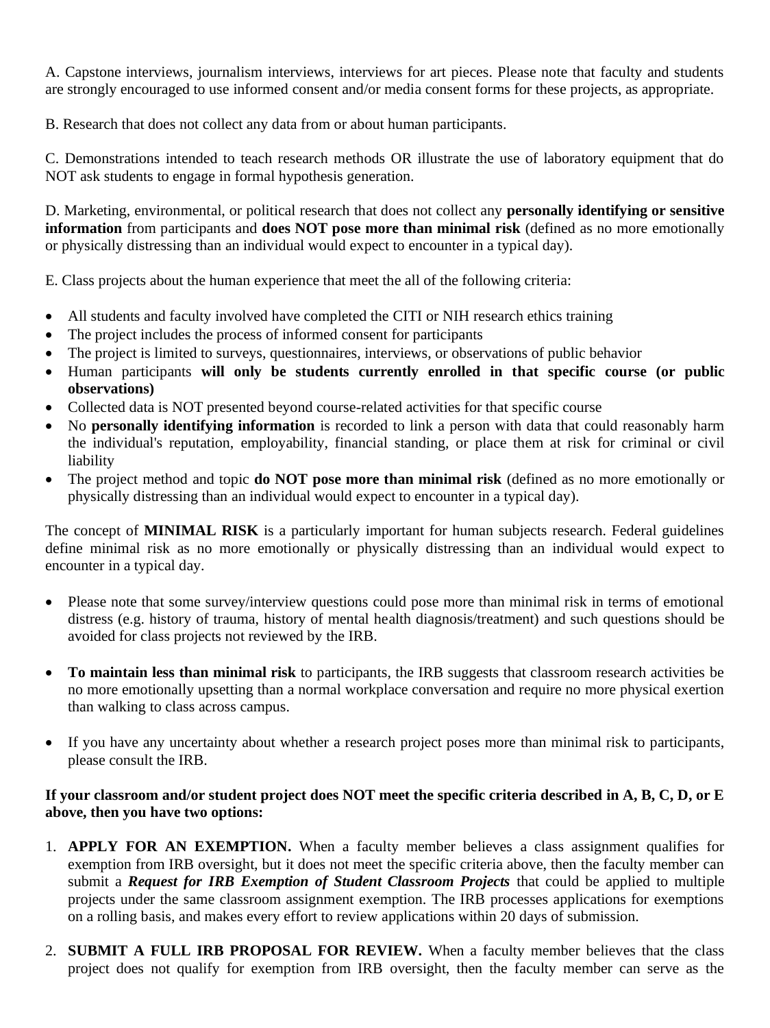A. Capstone interviews, journalism interviews, interviews for art pieces. Please note that faculty and students are strongly encouraged to use informed consent and/or media consent forms for these projects, as appropriate.

B. Research that does not collect any data from or about human participants.

C. Demonstrations intended to teach research methods OR illustrate the use of laboratory equipment that do NOT ask students to engage in formal hypothesis generation.

D. Marketing, environmental, or political research that does not collect any **personally identifying or sensitive information** from participants and **does NOT pose more than minimal risk** (defined as no more emotionally or physically distressing than an individual would expect to encounter in a typical day).

E. Class projects about the human experience that meet the all of the following criteria:

- All students and faculty involved have completed the CITI or NIH research ethics training
- The project includes the process of informed consent for participants
- The project is limited to surveys, questionnaires, interviews, or observations of public behavior
- Human participants **will only be students currently enrolled in that specific course (or public observations)**
- Collected data is NOT presented beyond course-related activities for that specific course
- No **personally identifying information** is recorded to link a person with data that could reasonably harm the individual's reputation, employability, financial standing, or place them at risk for criminal or civil liability
- The project method and topic **do NOT pose more than minimal risk** (defined as no more emotionally or physically distressing than an individual would expect to encounter in a typical day).

The concept of **MINIMAL RISK** is a particularly important for human subjects research. Federal guidelines define minimal risk as no more emotionally or physically distressing than an individual would expect to encounter in a typical day.

- Please note that some survey/interview questions could pose more than minimal risk in terms of emotional distress (e.g. history of trauma, history of mental health diagnosis/treatment) and such questions should be avoided for class projects not reviewed by the IRB.

- **To maintain less than minimal risk** to participants, the IRB suggests that classroom research activities be no more emotionally upsetting than a normal workplace conversation and require no more physical exertion than walking to class across campus.

- If you have any uncertainty about whether a research project poses more than minimal risk to participants, please consult the IRB.

**If your classroom and/or student project does NOT meet the specific criteria described in A, B, C, D, or E above, then you have two options:**

1. **APPLY FOR AN EXEMPTION.** When a faculty member believes a class assignment qualifies for exemption from IRB oversight, but it does not meet the specific criteria above, then the faculty member can submit a ***Request for IRB Exemption of Student Classroom Projects*** that could be applied to multiple projects under the same classroom assignment exemption. The IRB processes applications for exemptions on a rolling basis, and makes every effort to review applications within 20 days of submission.

2. **SUBMIT A FULL IRB PROPOSAL FOR REVIEW.** When a faculty member believes that the class project does not qualify for exemption from IRB oversight, then the faculty member can serve as the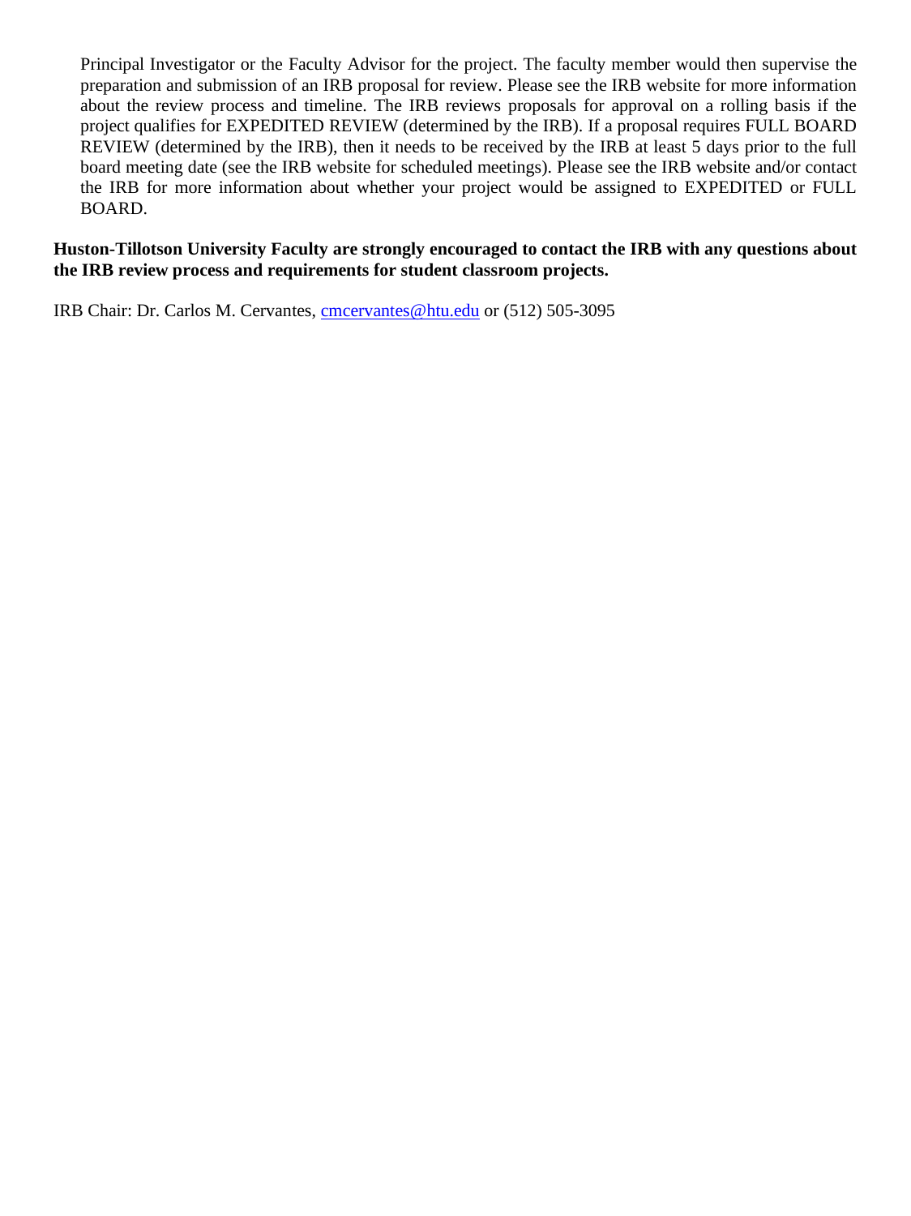Principal Investigator or the Faculty Advisor for the project. The faculty member would then supervise the preparation and submission of an IRB proposal for review. Please see the IRB website for more information about the review process and timeline. The IRB reviews proposals for approval on a rolling basis if the project qualifies for EXPEDITED REVIEW (determined by the IRB). If a proposal requires FULL BOARD REVIEW (determined by the IRB), then it needs to be received by the IRB at least 5 days prior to the full board meeting date (see the IRB website for scheduled meetings). Please see the IRB website and/or contact the IRB for more information about whether your project would be assigned to EXPEDITED or FULL BOARD.

**Huston-Tillotson University Faculty are strongly encouraged to contact the IRB with any questions about the IRB review process and requirements for student classroom projects.**

IRB Chair: Dr. Carlos M. Cervantes, cmcervantes@htu.edu or (512) 505-3095